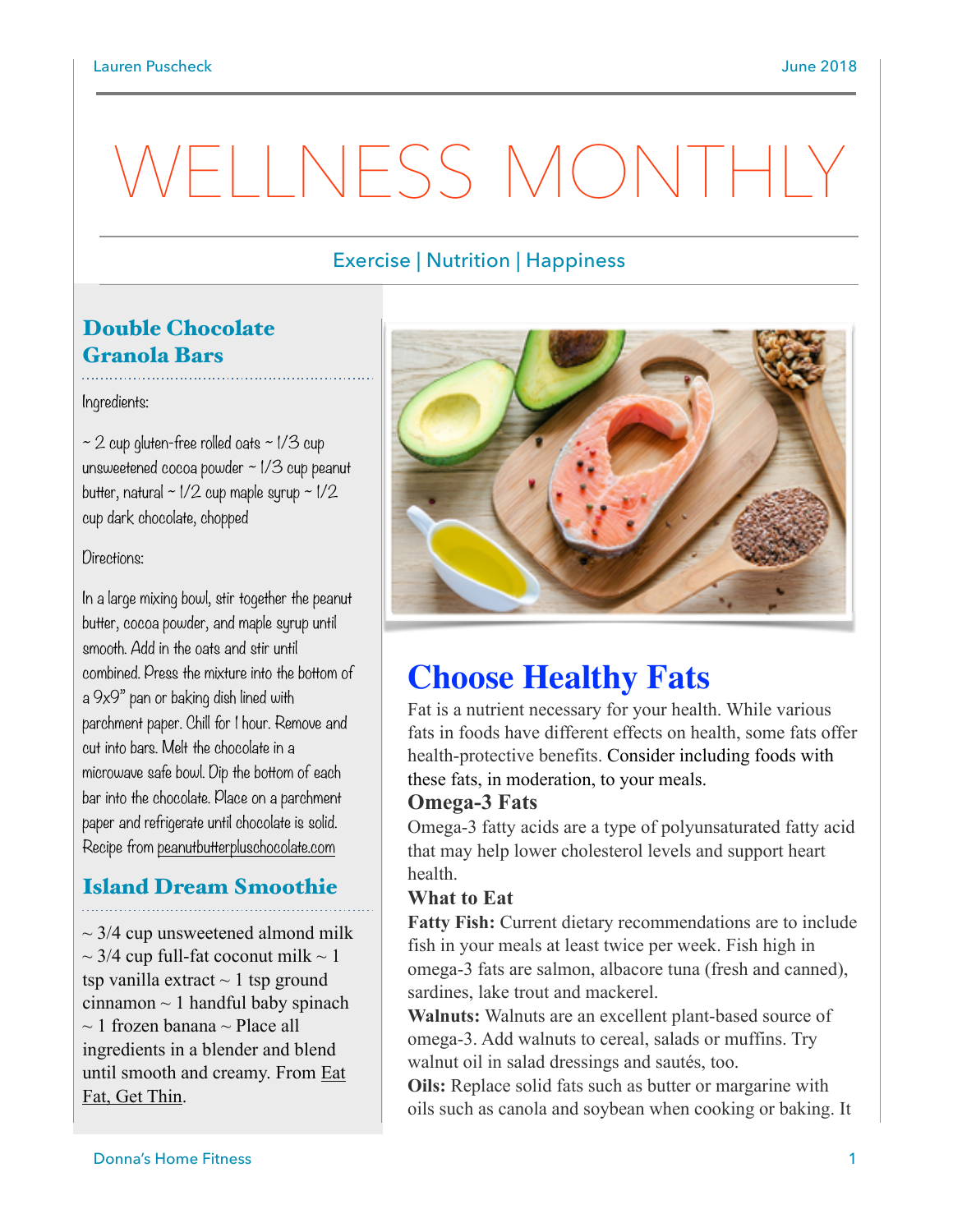# WELLNESS MONTHLY

Exercise | Nutrition | Happiness

## Double Chocolate Granola Bars

Ingredients:

~ 2 cup gluten-free rolled oats ~ 1/3 cup unsweetened cocoa powder ~ 1/3 cup peanut butter, natural ~ 1/2 cup maple syrup ~ 1/2 cup dark chocolate, chopped

Directions:

In a large mixing bowl, stir together the peanut butter, cocoa powder, and maple syrup until smooth. Add in the oats and stir until combined. Press the mixture into the bottom of a 9x9" pan or baking dish lined with parchment paper. Chill for 1 hour. Remove and cut into bars. Melt the chocolate in a microwave safe bowl. Dip the bottom of each bar into the chocolate. Place on a parchment paper and refrigerate until chocolate is solid. Recipe from peanutbutterpluschocolate.com

## Island Dream Smoothie

~ 3/4 cup unsweetened almond milk ~ 3/4 cup full-fat coconut milk ~ 1 tsp vanilla extract ~ 1 tsp ground cinnamon ~ 1 handful baby spinach ~ 1 frozen banana ~ Place all ingredients in a blender and blend until smooth and creamy. From Eat Fat, Get Thin.

## Choose Healthy Fats

Fat is a nutrient necessary for your health. While various fats in foods have different effects on health, some fats offer health-protective benefits. Consider including foods with these fats, in moderation, to your meals.

### Omega-3 Fats

Omega-3 fatty acids are a type of polyunsaturated fatty acid that may help lower cholesterol levels and support heart health.

**What to Eat**

**Fatty Fish:** Current dietary recommendations are to include fish in your meals at least twice per week. Fish high in omega-3 fats are salmon, albacore tuna (fresh and canned), sardines, lake trout and mackerel.

**Walnuts:** Walnuts are an excellent plant-based source of omega-3. Add walnuts to cereal, salads or muffins. Try walnut oil in salad dressings and sautés, too.

**Oils:** Replace solid fats such as butter or margarine with oils such as canola and soybean when cooking or baking. It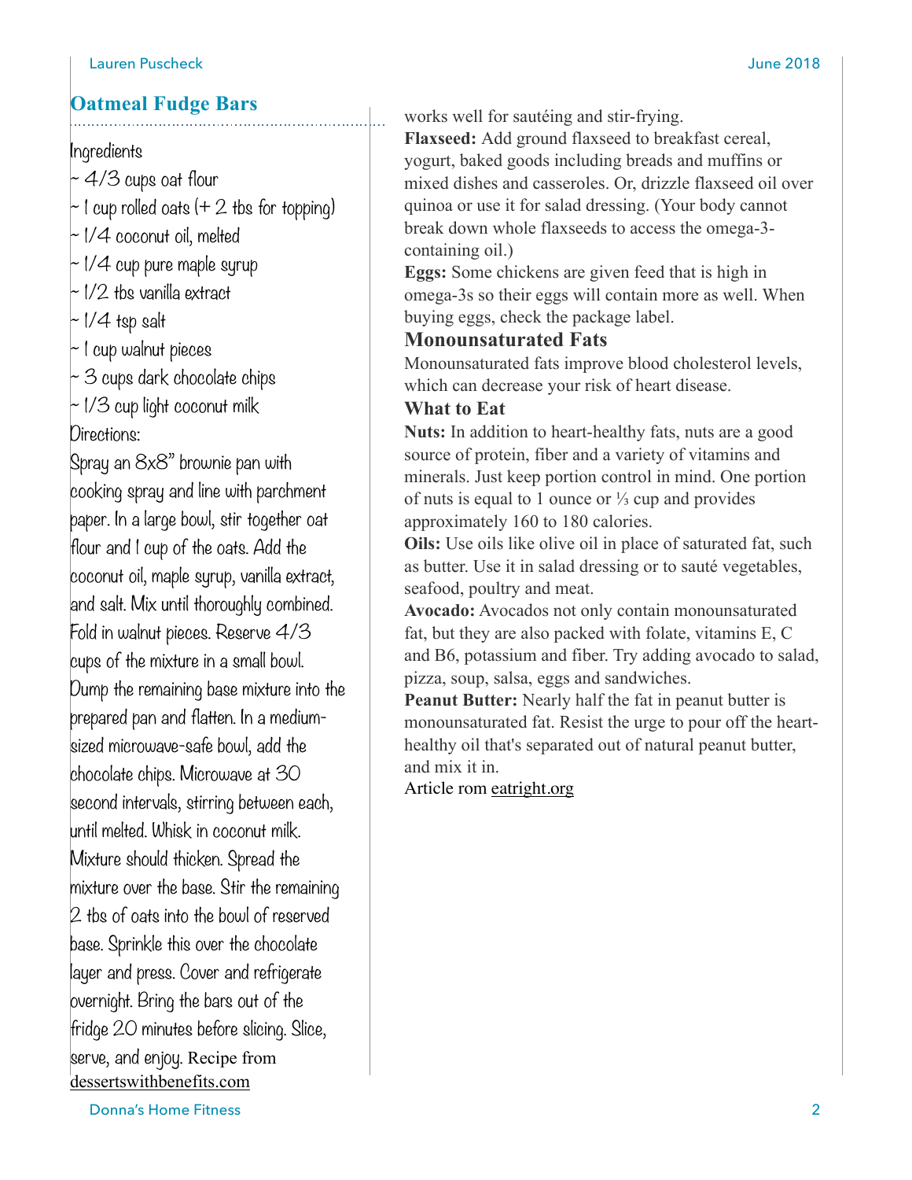## Oatmeal Fudge Bars

Ingredients

- ~ 4/3 cups oat flour
- ~ 1 cup rolled oats (+ 2 tbs for topping)
- ~ 1/4 coconut oil, melted
- ~ 1/4 cup pure maple syrup
- ~ 1/2 tbs vanilla extract
- ~ 1/4 tsp salt
- ~ 1 cup walnut pieces
- ~ 3 cups dark chocolate chips
- ~ 1/3 cup light coconut milk

Directions:

Spray an 8x8" brownie pan with cooking spray and line with parchment paper. In a large bowl, stir together oat flour and 1 cup of the oats. Add the coconut oil, maple syrup, vanilla extract, and salt. Mix until thoroughly combined. Fold in walnut pieces. Reserve 4/3 cups of the mixture in a small bowl. Dump the remaining base mixture into the prepared pan and flatten. In a medium-sized microwave-safe bowl, add the chocolate chips. Microwave at 30 second intervals, stirring between each, until melted. Whisk in coconut milk. Mixture should thicken. Spread the mixture over the base. Stir the remaining 2 tbs of oats into the bowl of reserved base. Sprinkle this over the chocolate layer and press. Cover and refrigerate overnight. Bring the bars out of the fridge 20 minutes before slicing. Slice, serve, and enjoy. Recipe from dessertswithbenefits.com

works well for sautéing and stir-frying.

**Flaxseed:** Add ground flaxseed to breakfast cereal, yogurt, baked goods including breads and muffins or mixed dishes and casseroles. Or, drizzle flaxseed oil over quinoa or use it for salad dressing. (Your body cannot break down whole flaxseeds to access the omega-3-containing oil.)

**Eggs:** Some chickens are given feed that is high in omega-3s so their eggs will contain more as well. When buying eggs, check the package label.

### Monounsaturated Fats

Monounsaturated fats improve blood cholesterol levels, which can decrease your risk of heart disease.

#### What to Eat

**Nuts:** In addition to heart-healthy fats, nuts are a good source of protein, fiber and a variety of vitamins and minerals. Just keep portion control in mind. One portion of nuts is equal to 1 ounce or ⅓ cup and provides approximately 160 to 180 calories.

**Oils:** Use oils like olive oil in place of saturated fat, such as butter. Use it in salad dressing or to sauté vegetables, seafood, poultry and meat.

**Avocado:** Avocados not only contain monounsaturated fat, but they are also packed with folate, vitamins E, C and B6, potassium and fiber. Try adding avocado to salad, pizza, soup, salsa, eggs and sandwiches.

**Peanut Butter:** Nearly half the fat in peanut butter is monounsaturated fat. Resist the urge to pour off the heart-healthy oil that's separated out of natural peanut butter, and mix it in.

Article rom eatright.org